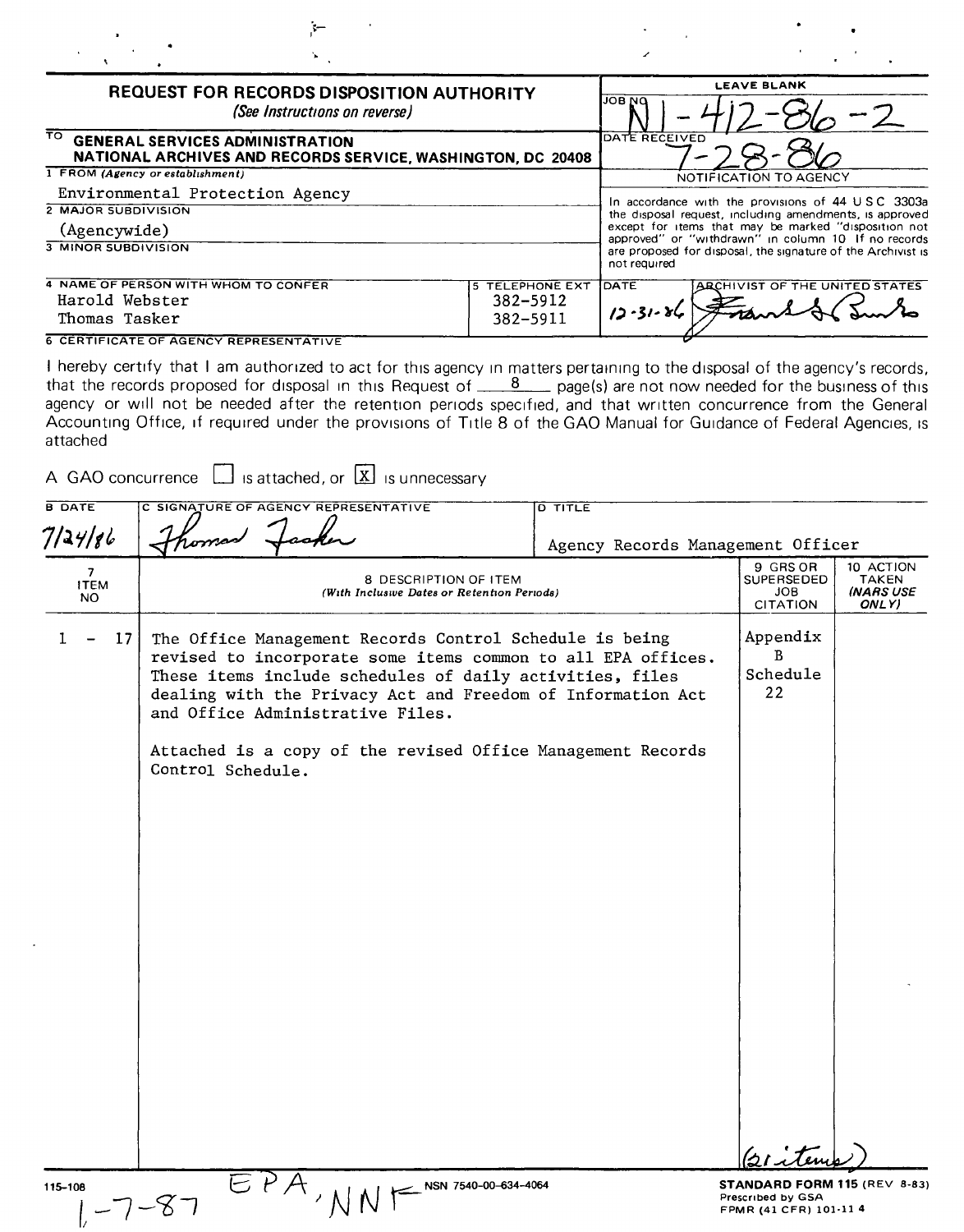# REQUEST FOR RECORDS DISPOSITION AUTHORITY

*(See Instructions on reverse)*

**LEAVE BLANK**

JOB NO N1-412-86-2

DATE RECEIVED 7-28-86

TO **GENERAL SERVICES ADMINISTRATION NATIONAL ARCHIVES AND RECORDS SERVICE, WASHINGTON, DC 20408**

1 FROM *(Agency or establishment)*
Environmental Protection Agency

2 MAJOR SUBDIVISION
(Agencywide)

3 MINOR SUBDIVISION

NOTIFICATION TO AGENCY

In accordance with the provisions of 44 USC 3303a the disposal request, including amendments, is approved except for items that may be marked "disposition not approved" or "withdrawn" in column 10. If no records are proposed for disposal, the signature of the Archivist is not required.

| 4 NAME OF PERSON WITH WHOM TO CONFER | 5 TELEPHONE EXT | DATE | ARCHIVIST OF THE UNITED STATES |
|---|---|---|---|
| Harold Webster | 382-5912 | 12-31-86 | [signature] |
| Thomas Tasker | 382-5911 | | |

6 CERTIFICATE OF AGENCY REPRESENTATIVE

I hereby certify that I am authorized to act for this agency in matters pertaining to the disposal of the agency's records, that the records proposed for disposal in this Request of 8 page(s) are not now needed for the business of this agency or will not be needed after the retention periods specified, and that written concurrence from the General Accounting Office, if required under the provisions of Title 8 of the GAO Manual for Guidance of Federal Agencies, is attached

A GAO concurrence ☐ is attached, or ☒ is unnecessary

| B DATE | C SIGNATURE OF AGENCY REPRESENTATIVE | D TITLE |
|---|---|---|
| 7/24/86 | Thomas Tasker | Agency Records Management Officer |

| 7 ITEM NO | 8 DESCRIPTION OF ITEM *(With Inclusive Dates or Retention Periods)* | 9 GRS OR SUPERSEDED JOB CITATION | 10 ACTION TAKEN *(NARS USE ONLY)* |
|---|---|---|---|
| 1 - 17 | The Office Management Records Control Schedule is being revised to incorporate some items common to all EPA offices. These items include schedules of daily activities, files dealing with the Privacy Act and Freedom of Information Act and Office Administrative Files.<br><br>Attached is a copy of the revised Office Management Records Control Schedule. | Appendix B Schedule 22 | |
| | | (21 items) | |

115-108 1-7-87 EPA, NNF NSN 7540-00-634-4064

**STANDARD FORM 115** (REV 8-83)
Prescribed by GSA
FPMR (41 CFR) 101-11 4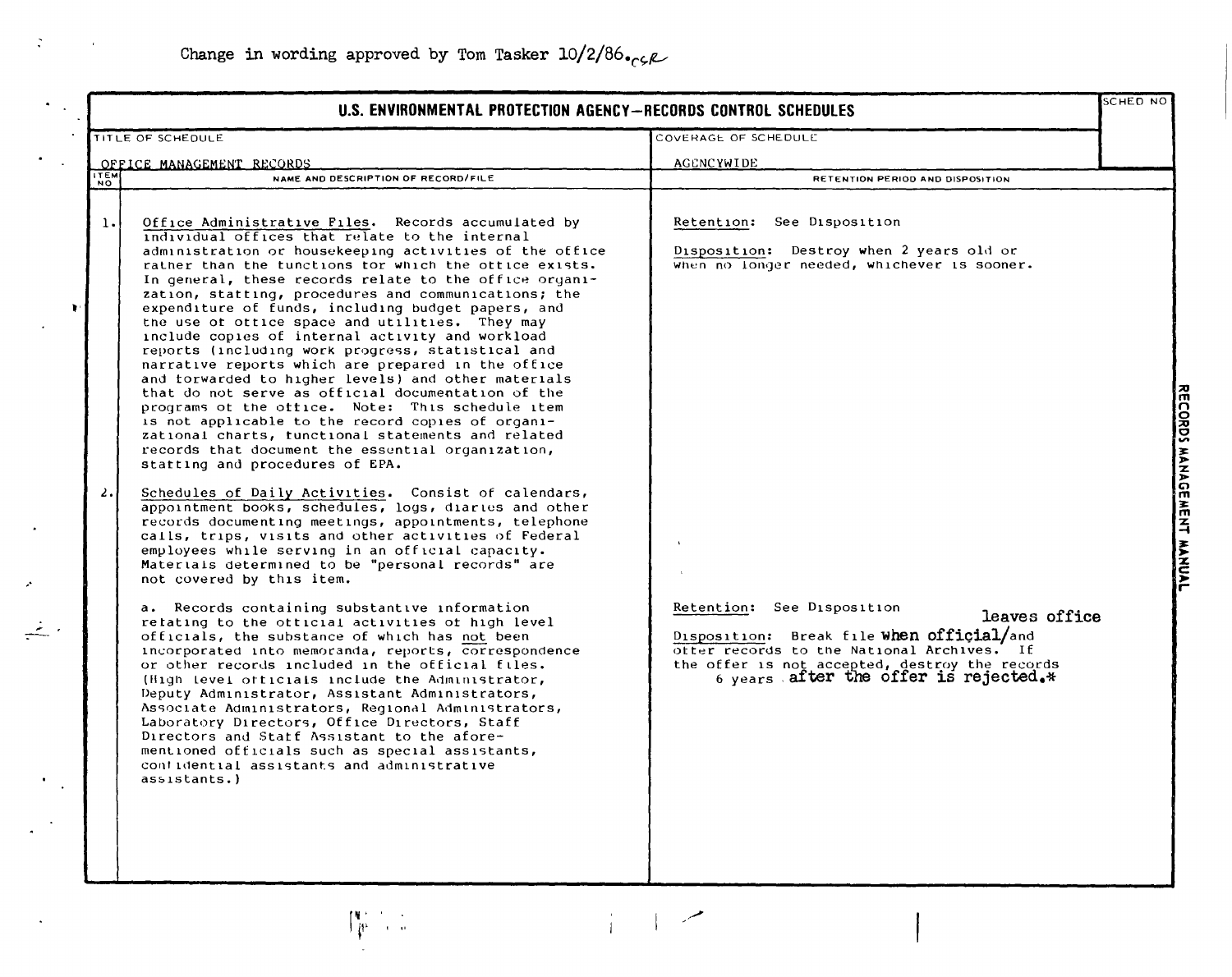Change in wording approved by Tom Tasker 10/2/86.csR

# U.S. ENVIRONMENTAL PROTECTION AGENCY—RECORDS CONTROL SCHEDULES

| TITLE OF SCHEDULE | COVERAGE OF SCHEDULE | SCHED NO |
|---|---|---|
| OFFICE MANAGEMENT RECORDS | AGENCYWIDE | |

| ITEM NO | NAME AND DESCRIPTION OF RECORD/FILE | RETENTION PERIOD AND DISPOSITION |
|---|---|---|
| 1. | Office Administrative Files. Records accumulated by individual offices that relate to the internal administration or housekeeping activities of the office rather than the functions for which the office exists. In general, these records relate to the office organization, staffing, procedures and communications; the expenditure of funds, including budget papers, and the use of office space and utilities. They may include copies of internal activity and workload reports (including work progress, statistical and narrative reports which are prepared in the office and forwarded to higher levels) and other materials that do not serve as official documentation of the programs of the office. Note: This schedule item is not applicable to the record copies of organizational charts, functional statements and related records that document the essential organization, staffing and procedures of EPA. | Retention: See Disposition<br><br>Disposition: Destroy when 2 years old or when no longer needed, whichever is sooner. |
| 2. | Schedules of Daily Activities. Consist of calendars, appointment books, schedules, logs, diaries and other records documenting meetings, appointments, telephone calls, trips, visits and other activities of Federal employees while serving in an official capacity. Materials determined to be "personal records" are not covered by this item. | |
| | a. Records containing substantive information relating to the official activities of high level officials, the substance of which has not been incorporated into memoranda, reports, correspondence or other records included in the official files. (High level officials include the Administrator, Deputy Administrator, Assistant Administrators, Associate Administrators, Regional Administrators, Laboratory Directors, Office Directors, Staff Directors and Staff Assistant to the aforementioned officials such as special assistants, confidential assistants and administrative assistants.) | Retention: See Disposition<br><br>Disposition: Break file when official leaves office and offer records to the National Archives. If the offer is not accepted, destroy the records 6 years after the offer is rejected.* |

RECORDS MANAGEMENT MANUAL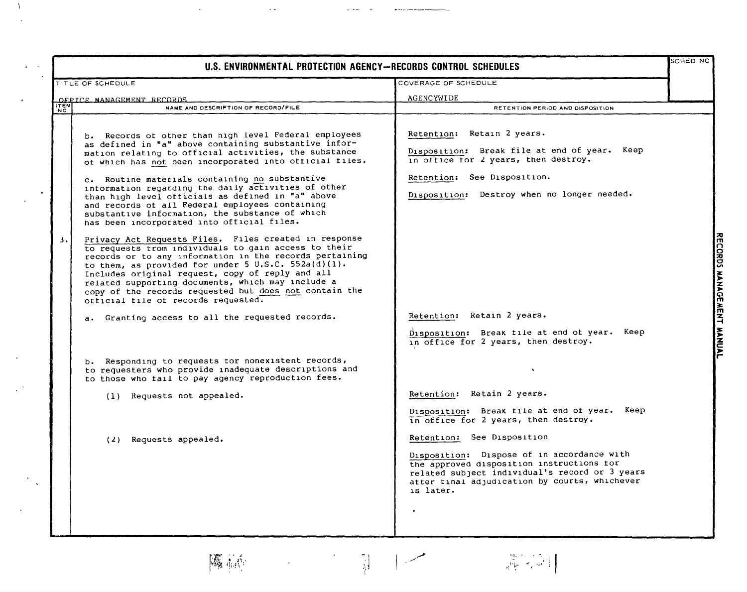# U.S. ENVIRONMENTAL PROTECTION AGENCY—RECORDS CONTROL SCHEDULES

| TITLE OF SCHEDULE | COVERAGE OF SCHEDULE | SCHED NO |
|---|---|---|
| OFFICE MANAGEMENT RECORDS | AGENCYWIDE | |

| ITEM NO | NAME AND DESCRIPTION OF RECORD/FILE | RETENTION PERIOD AND DISPOSITION |
|---|---|---|
| | b. Records of other than high level Federal employees as defined in "a" above containing substantive information relating to official activities, the substance of which has not been incorporated into official files. | Retention: Retain 2 years.<br><br>Disposition: Break file at end of year. Keep in office for 2 years, then destroy. |
| | c. Routine materials containing no substantive information regarding the daily activities of other than high level officials as defined in "a" above and records of all Federal employees containing substantive information, the substance of which has been incorporated into official files. | Retention: See Disposition.<br><br>Disposition: Destroy when no longer needed. |
| 3. | Privacy Act Requests Files. Files created in response to requests from individuals to gain access to their records or to any information in the records pertaining to them, as provided for under 5 U.S.C. 552a(d)(1). Includes original request, copy of reply and all related supporting documents, which may include a copy of the records requested but does not contain the official file of records requested. | |
| | a. Granting access to all the requested records. | Retention: Retain 2 years.<br><br>Disposition: Break file at end of year. Keep in office for 2 years, then destroy. |
| | b. Responding to requests for nonexistent records, to requesters who provide inadequate descriptions and to those who fail to pay agency reproduction fees. | |
| | (1) Requests not appealed. | Retention: Retain 2 years.<br><br>Disposition: Break file at end of year. Keep in office for 2 years, then destroy. |
| | (2) Requests appealed. | Retention: See Disposition<br><br>Disposition: Dispose of in accordance with the approved disposition instructions for related subject individual's record or 3 years after final adjudication by courts, whichever is later. |

RECORDS MANAGEMENT MANUAL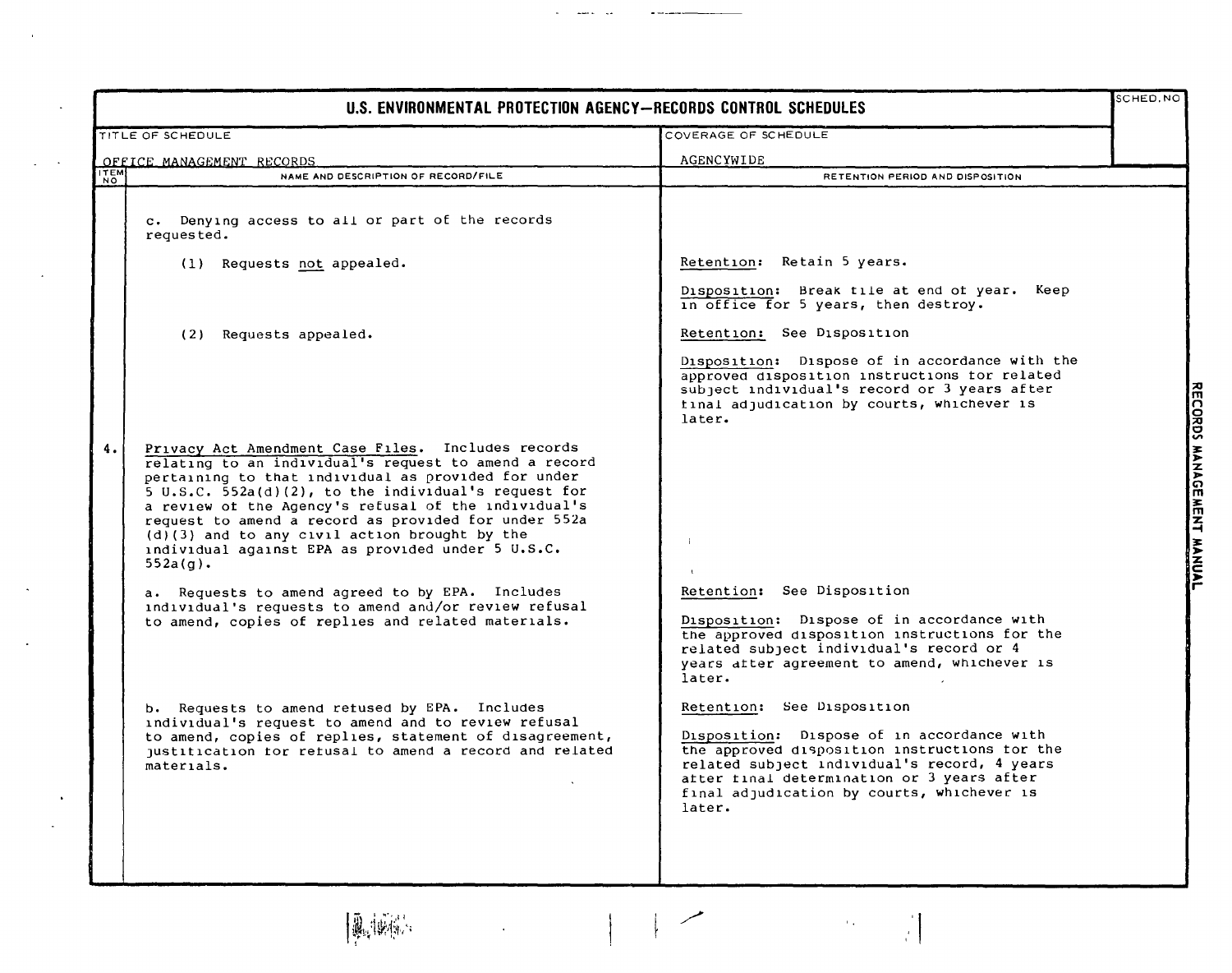# U.S. ENVIRONMENTAL PROTECTION AGENCY—RECORDS CONTROL SCHEDULES

| TITLE OF SCHEDULE | COVERAGE OF SCHEDULE | SCHED. NO |
|---|---|---|
| OFFICE MANAGEMENT RECORDS | AGENCYWIDE | |

| ITEM NO | NAME AND DESCRIPTION OF RECORD/FILE | RETENTION PERIOD AND DISPOSITION |
|---|---|---|
| | c. Denying access to all or part of the records requested. | |
| | (1) Requests <u>not</u> appealed. | <u>Retention</u>: Retain 5 years.<br><br><u>Disposition</u>: Break file at end of year. Keep in office for 5 years, then destroy. |
| | (2) Requests appealed. | <u>Retention</u>: See Disposition<br><br><u>Disposition</u>: Dispose of in accordance with the approved disposition instructions for related subject individual's record or 3 years after final adjudication by courts, whichever is later. |
| 4. | <u>Privacy Act Amendment Case Files</u>. Includes records relating to an individual's request to amend a record pertaining to that individual as provided for under 5 U.S.C. 552a(d)(2), to the individual's request for a review of the Agency's refusal of the individual's request to amend a record as provided for under 552a (d)(3) and to any civil action brought by the individual against EPA as provided under 5 U.S.C. 552a(g). | |
| | a. Requests to amend agreed to by EPA. Includes individual's requests to amend and/or review refusal to amend, copies of replies and related materials. | <u>Retention</u>: See Disposition<br><br><u>Disposition</u>: Dispose of in accordance with the approved disposition instructions for the related subject individual's record or 4 years after agreement to amend, whichever is later. |
| | b. Requests to amend refused by EPA. Includes individual's request to amend and to review refusal to amend, copies of replies, statement of disagreement, justification for refusal to amend a record and related materials. | <u>Retention</u>: See Disposition<br><br><u>Disposition</u>: Dispose of in accordance with the approved disposition instructions for the related subject individual's record, 4 years after final determination or 3 years after final adjudication by courts, whichever is later. |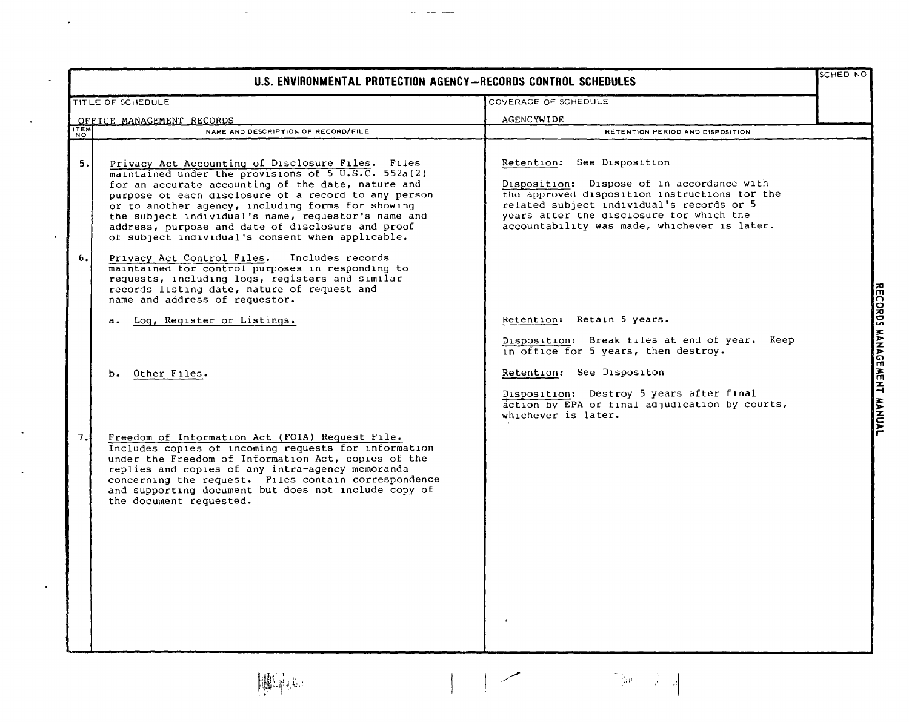# U.S. ENVIRONMENTAL PROTECTION AGENCY—RECORDS CONTROL SCHEDULES

| TITLE OF SCHEDULE | COVERAGE OF SCHEDULE | SCHED NO |
|---|---|---|
| OFFICE MANAGEMENT RECORDS | AGENCYWIDE | |

| ITEM NO | NAME AND DESCRIPTION OF RECORD/FILE | RETENTION PERIOD AND DISPOSITION |
|---|---|---|
| 5. | Privacy Act Accounting of Disclosure Files. Files maintained under the provisions of 5 U.S.C. 552a(2) for an accurate accounting of the date, nature and purpose of each disclosure of a record to any person or to another agency, including forms for showing the subject individual's name, requestor's name and address, purpose and date of disclosure and proof of subject individual's consent when applicable. | Retention: See Disposition<br><br>Disposition: Dispose of in accordance with the approved disposition instructions for the related subject individual's records or 5 years after the disclosure for which the accountability was made, whichever is later. |
| 6. | Privacy Act Control Files. Includes records maintained for control purposes in responding to requests, including logs, registers and similar records listing date, nature of request and name and address of requestor. | |
| | a. Log, Register or Listings. | Retention: Retain 5 years.<br><br>Disposition: Break files at end of year. Keep in office for 5 years, then destroy. |
| | b. Other Files. | Retention: See Dispositon<br><br>Disposition: Destroy 5 years after final action by EPA or final adjudication by courts, whichever is later. |
| 7. | Freedom of Information Act (FOIA) Request File. Includes copies of incoming requests for information under the Freedom of Information Act, copies of the replies and copies of any intra-agency memoranda concerning the request. Files contain correspondence and supporting document but does not include copy of the document requested. | |

RECORDS MANAGEMENT MANUAL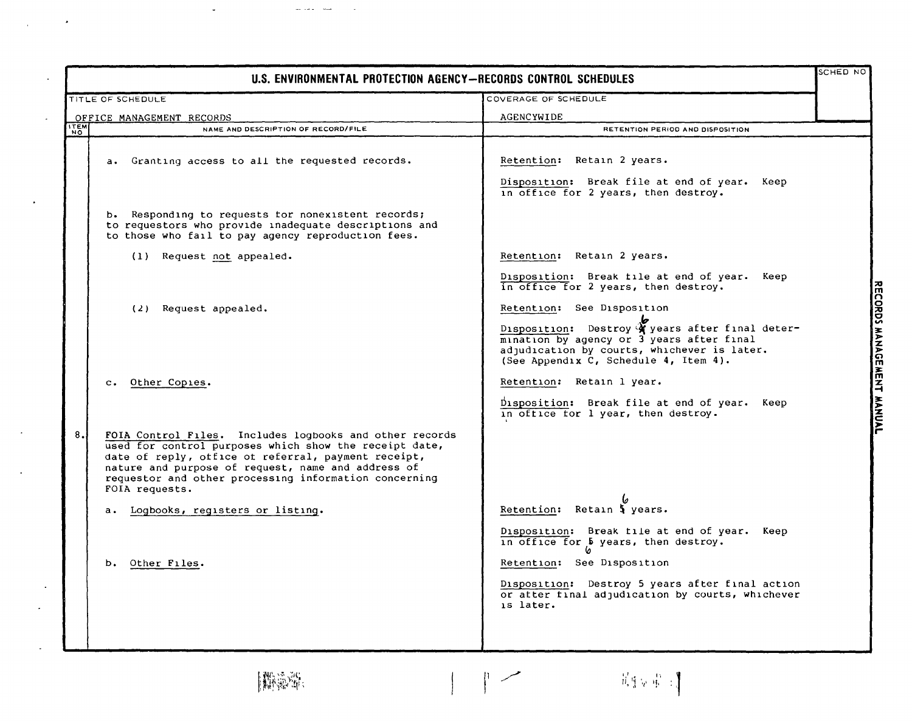# U.S. ENVIRONMENTAL PROTECTION AGENCY—RECORDS CONTROL SCHEDULES

| TITLE OF SCHEDULE | COVERAGE OF SCHEDULE | SCHED NO |
|---|---|---|
| OFFICE MANAGEMENT RECORDS | AGENCYWIDE | |

| ITEM NO | NAME AND DESCRIPTION OF RECORD/FILE | RETENTION PERIOD AND DISPOSITION |
|---|---|---|
| | a. Granting access to all the requested records. | Retention: Retain 2 years.<br><br>Disposition: Break file at end of year. Keep in office for 2 years, then destroy. |
| | b. Responding to requests for nonexistent records; to requestors who provide inadequate descriptions and to those who fail to pay agency reproduction fees. | |
| | (1) Request not appealed. | Retention: Retain 2 years.<br><br>Disposition: Break file at end of year. Keep in office for 2 years, then destroy. |
| | (2) Request appealed. | Retention: See Disposition<br><br>Disposition: Destroy ~~4~~ 6 years after final determination by agency or 3 years after final adjudication by courts, whichever is later. (See Appendix C, Schedule 4, Item 4). |
| | c. Other Copies. | Retention: Retain 1 year.<br><br>Disposition: Break file at end of year. Keep in office for 1 year, then destroy. |
| 8. | FOIA Control Files. Includes logbooks and other records used for control purposes which show the receipt date, date of reply, office of referral, payment receipt, nature and purpose of request, name and address of requestor and other processing information concerning FOIA requests. | |
| | a. Logbooks, registers or listing. | Retention: Retain ~~5~~ 6 years.<br><br>Disposition: Break file at end of year. Keep in office for ~~5~~ 6 years, then destroy. |
| | b. Other Files. | Retention: See Disposition<br><br>Disposition: Destroy 5 years after final action or after final adjudication by courts, whichever is later. |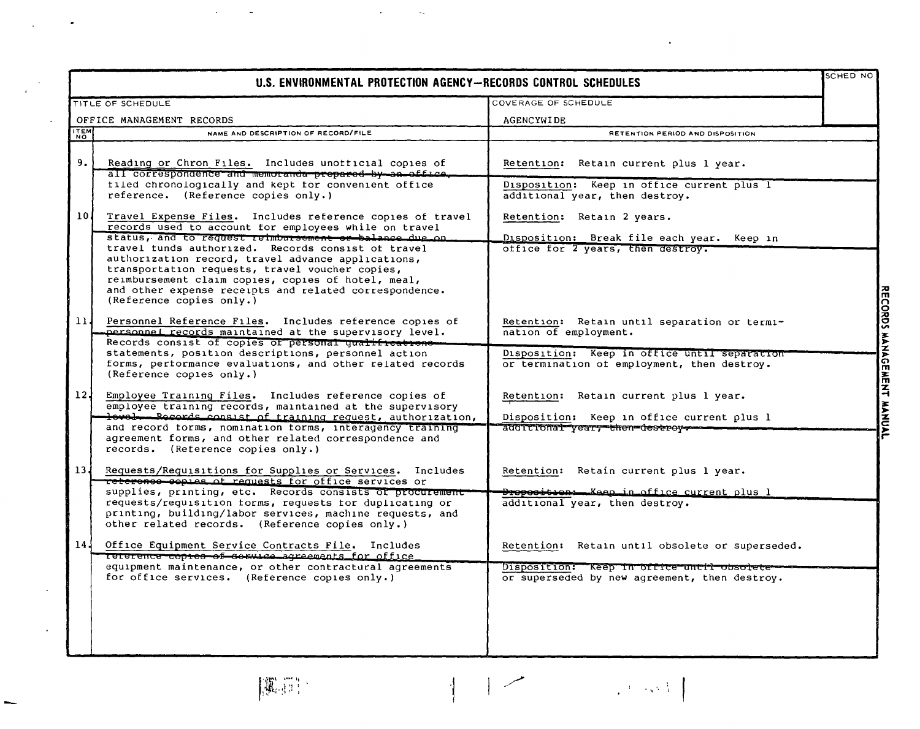# U.S. ENVIRONMENTAL PROTECTION AGENCY—RECORDS CONTROL SCHEDULES

| TITLE OF SCHEDULE | COVERAGE OF SCHEDULE | SCHED NO |
|---|---|---|
| OFFICE MANAGEMENT RECORDS | AGENCYWIDE | |

| ITEM NO | NAME AND DESCRIPTION OF RECORD/FILE | RETENTION PERIOD AND DISPOSITION |
|---|---|---|
| 9. | Reading or Chron Files. Includes unofficial copies of all correspondence and memoranda prepared by an office, filed chronologically and kept for convenient office reference. (Reference copies only.) | Retention: Retain current plus 1 year.<br><br>Disposition: Keep in office current plus 1 additional year, then destroy. |
| 10. | Travel Expense Files. Includes reference copies of travel records used to account for employees while on travel status, and to request reimbursement or balance due on travel funds authorized. Records consist of travel authorization record, travel advance applications, transportation requests, travel voucher copies, reimbursement claim copies, copies of hotel, meal, and other expense receipts and related correspondence. (Reference copies only.) | Retention: Retain 2 years.<br><br>Disposition: Break file each year. Keep in office for 2 years, then destroy. |
| 11. | Personnel Reference Files. Includes reference copies of personnel records maintained at the supervisory level. Records consist of copies of personal qualifications statements, position descriptions, personnel action forms, performance evaluations, and other related records (Reference copies only.) | Retention: Retain until separation or termination of employment.<br><br>Disposition: Keep in office until separation or termination of employment, then destroy. |
| 12. | Employee Training Files. Includes reference copies of employee training records, maintained at the supervisory level. Records consist of training request, authorization, and record forms, nomination forms, interagency training agreement forms, and other related correspondence and records. (Reference copies only.) | Retention: Retain current plus 1 year.<br><br>Disposition: Keep in office current plus 1 additional year, then destroy. |
| 13. | Requests/Requisitions for Supplies or Services. Includes reference copies of requests for office services or supplies, printing, etc. Records consists of procurement requests/requisition forms, requests for duplicating or printing, building/labor services, machine requests, and other related records. (Reference copies only.) | Retention: Retain current plus 1 year.<br><br>Disposition: Keep in office current plus 1 additional year, then destroy. |
| 14. | Office Equipment Service Contracts File. Includes reference copies of service agreements for office equipment maintenance, or other contractural agreements for office services. (Reference copies only.) | Retention: Retain until obsolete or superseded.<br><br>Disposition: Keep in office until obsolete or superseded by new agreement, then destroy. |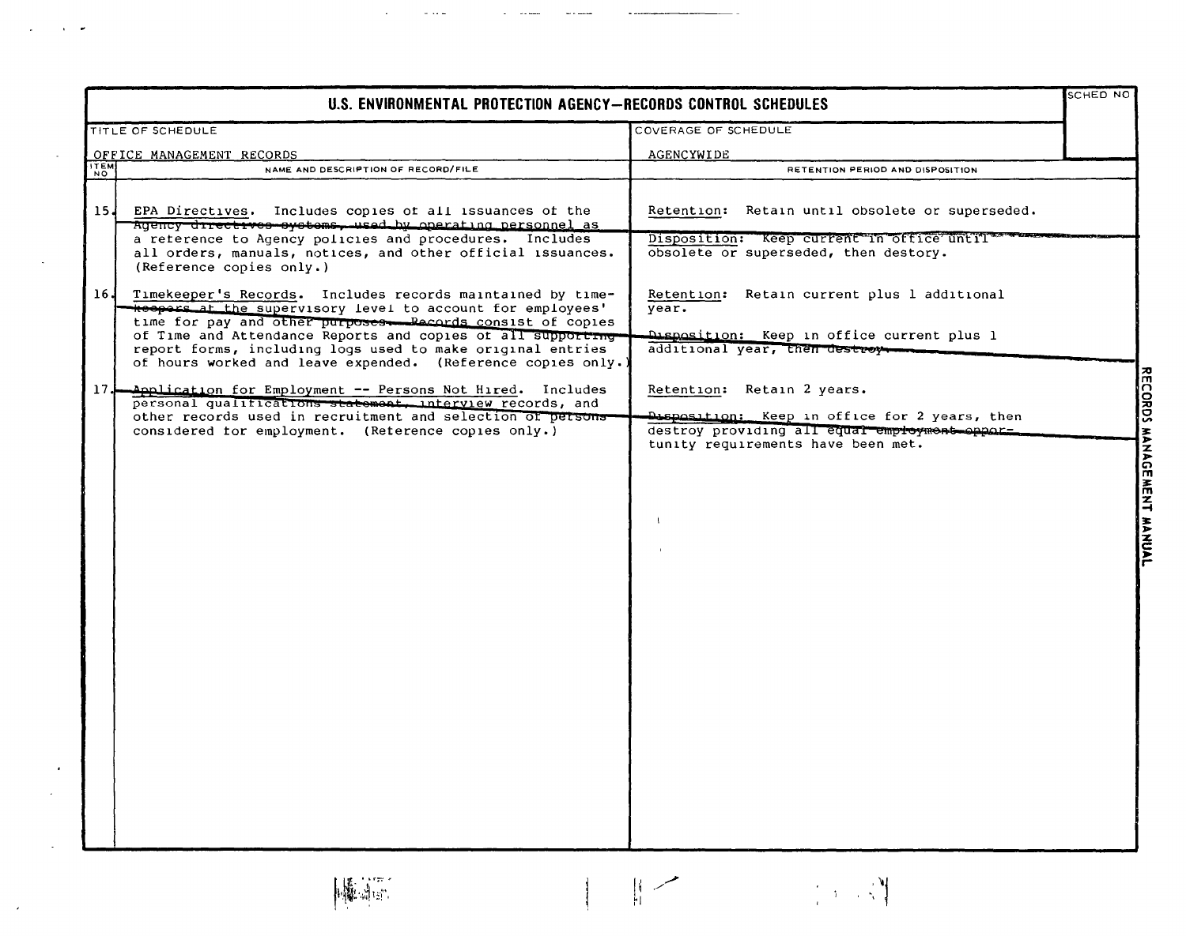# U.S. ENVIRONMENTAL PROTECTION AGENCY—RECORDS CONTROL SCHEDULES

| TITLE OF SCHEDULE | COVERAGE OF SCHEDULE | SCHED NO |
|---|---|---|
| OFFICE MANAGEMENT RECORDS | AGENCYWIDE | |

| ITEM NO | NAME AND DESCRIPTION OF RECORD/FILE | RETENTION PERIOD AND DISPOSITION |
|---|---|---|
| 15. | EPA Directives. Includes copies of all issuances of the Agency directives systems, used by operating personnel as a reference to Agency policies and procedures. Includes all orders, manuals, notices, and other official issuances. (Reference copies only.) | Retention: Retain until obsolete or superseded.<br><br>Disposition: Keep current in office until obsolete or superseded, then destory. |
| 16. | Timekeeper's Records. Includes records maintained by timekeepers at the supervisory level to account for employees' time for pay and other purposes. Records consist of copies of Time and Attendance Reports and copies of all supporting report forms, including logs used to make original entries of hours worked and leave expended. (Reference copies only.) | Retention: Retain current plus 1 additional year.<br><br>Disposition: Keep in office current plus 1 additional year, then destroy. |
| 17. | Application for Employment -- Persons Not Hired. Includes personal qualifications statement, interview records, and other records used in recruitment and selection of persons considered for employment. (Reference copies only.) | Retention: Retain 2 years.<br><br>Disposition: Keep in office for 2 years, then destroy providing all equal employment opportunity requirements have been met. |

RECORDS MANAGEMENT MANUAL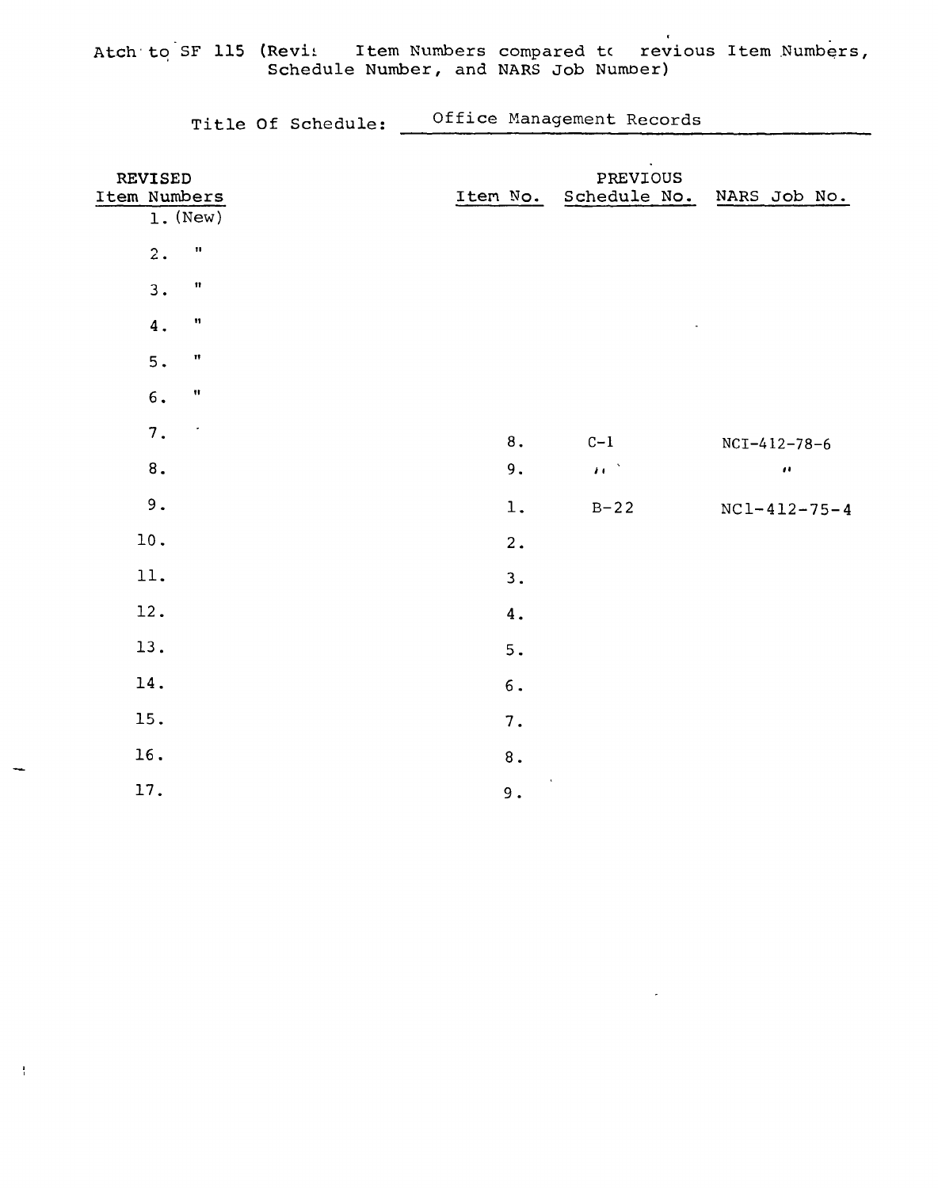Atch to SF 115 (Revis Item Numbers compared to revious Item Numbers, Schedule Number, and NARS Job Number)

Title Of Schedule: Office Management Records

| REVISED Item Numbers | PREVIOUS Item No. | Schedule No. | NARS Job No. |
|---|---|---|---|
| 1. (New) | | | |
| 2. " | | | |
| 3. " | | | |
| 4. " | | | |
| 5. " | | | |
| 6. " | | | |
| 7. | 8. | C-1 | NCI-412-78-6 |
| 8. | 9. | " | " |
| 9. | 1. | B-22 | NC1-412-75-4 |
| 10. | 2. | | |
| 11. | 3. | | |
| 12. | 4. | | |
| 13. | 5. | | |
| 14. | 6. | | |
| 15. | 7. | | |
| 16. | 8. | | |
| 17. | 9. | | |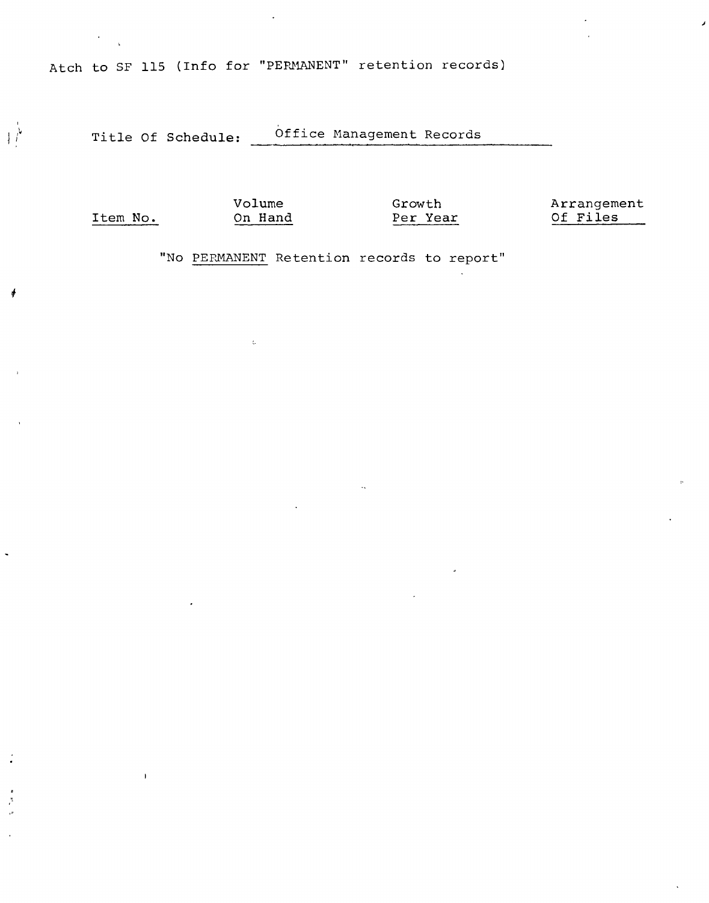Atch to SF 115 (Info for "PERMANENT" retention records)

Title Of Schedule: Office Management Records

| Item No. | Volume On Hand | Growth Per Year | Arrangement Of Files |
|---|---|---|---|

"No PERMANENT Retention records to report"